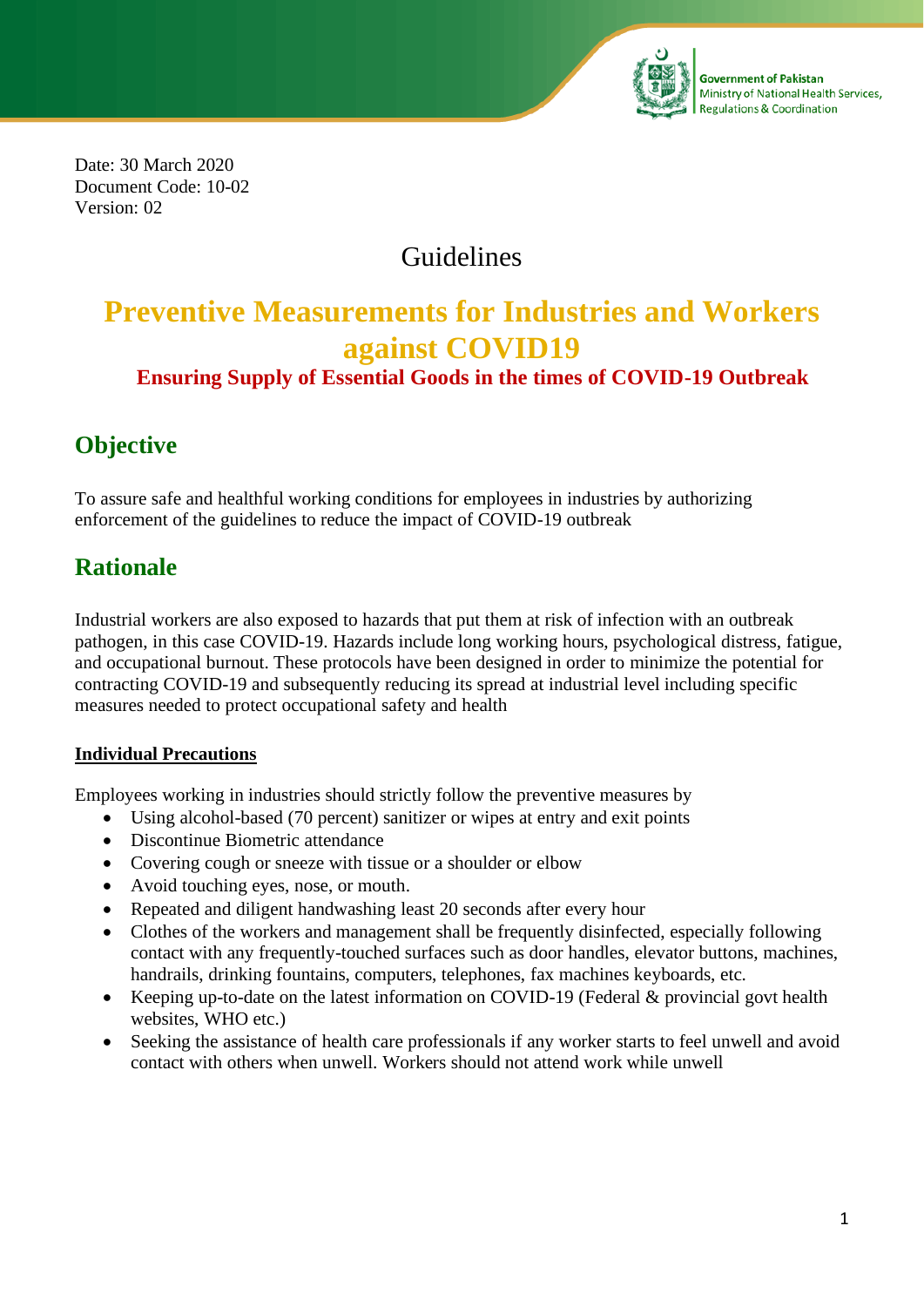Government of Pakistan
Ministry of National Health Services, Regulations & Coordination

Date: 30 March 2020
Document Code: 10-02
Version: 02

# Guidelines

# Preventive Measurements for Industries and Workers against COVID19

**Ensuring Supply of Essential Goods in the times of COVID-19 Outbreak**

## Objective

To assure safe and healthful working conditions for employees in industries by authorizing enforcement of the guidelines to reduce the impact of COVID-19 outbreak

## Rationale

Industrial workers are also exposed to hazards that put them at risk of infection with an outbreak pathogen, in this case COVID-19. Hazards include long working hours, psychological distress, fatigue, and occupational burnout. These protocols have been designed in order to minimize the potential for contracting COVID-19 and subsequently reducing its spread at industrial level including specific measures needed to protect occupational safety and health

### Individual Precautions

Employees working in industries should strictly follow the preventive measures by

- Using alcohol-based (70 percent) sanitizer or wipes at entry and exit points
- Discontinue Biometric attendance
- Covering cough or sneeze with tissue or a shoulder or elbow
- Avoid touching eyes, nose, or mouth.
- Repeated and diligent handwashing least 20 seconds after every hour
- Clothes of the workers and management shall be frequently disinfected, especially following contact with any frequently-touched surfaces such as door handles, elevator buttons, machines, handrails, drinking fountains, computers, telephones, fax machines keyboards, etc.
- Keeping up-to-date on the latest information on COVID-19 (Federal & provincial govt health websites, WHO etc.)
- Seeking the assistance of health care professionals if any worker starts to feel unwell and avoid contact with others when unwell. Workers should not attend work while unwell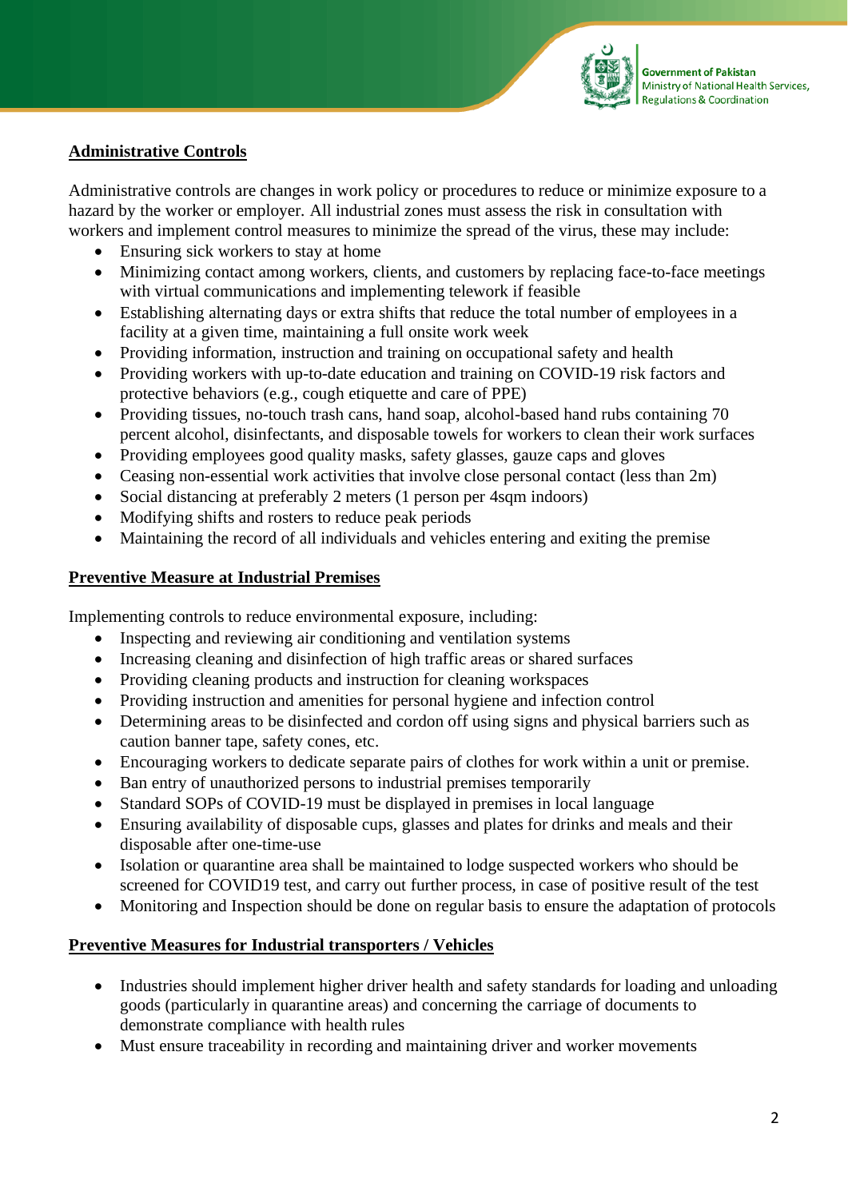## Administrative Controls

Administrative controls are changes in work policy or procedures to reduce or minimize exposure to a hazard by the worker or employer. All industrial zones must assess the risk in consultation with workers and implement control measures to minimize the spread of the virus, these may include:

- Ensuring sick workers to stay at home
- Minimizing contact among workers, clients, and customers by replacing face-to-face meetings with virtual communications and implementing telework if feasible
- Establishing alternating days or extra shifts that reduce the total number of employees in a facility at a given time, maintaining a full onsite work week
- Providing information, instruction and training on occupational safety and health
- Providing workers with up-to-date education and training on COVID-19 risk factors and protective behaviors (e.g., cough etiquette and care of PPE)
- Providing tissues, no-touch trash cans, hand soap, alcohol-based hand rubs containing 70 percent alcohol, disinfectants, and disposable towels for workers to clean their work surfaces
- Providing employees good quality masks, safety glasses, gauze caps and gloves
- Ceasing non-essential work activities that involve close personal contact (less than 2m)
- Social distancing at preferably 2 meters (1 person per 4sqm indoors)
- Modifying shifts and rosters to reduce peak periods
- Maintaining the record of all individuals and vehicles entering and exiting the premise

## Preventive Measure at Industrial Premises

Implementing controls to reduce environmental exposure, including:

- Inspecting and reviewing air conditioning and ventilation systems
- Increasing cleaning and disinfection of high traffic areas or shared surfaces
- Providing cleaning products and instruction for cleaning workspaces
- Providing instruction and amenities for personal hygiene and infection control
- Determining areas to be disinfected and cordon off using signs and physical barriers such as caution banner tape, safety cones, etc.
- Encouraging workers to dedicate separate pairs of clothes for work within a unit or premise.
- Ban entry of unauthorized persons to industrial premises temporarily
- Standard SOPs of COVID-19 must be displayed in premises in local language
- Ensuring availability of disposable cups, glasses and plates for drinks and meals and their disposable after one-time-use
- Isolation or quarantine area shall be maintained to lodge suspected workers who should be screened for COVID19 test, and carry out further process, in case of positive result of the test
- Monitoring and Inspection should be done on regular basis to ensure the adaptation of protocols

## Preventive Measures for Industrial transporters / Vehicles

- Industries should implement higher driver health and safety standards for loading and unloading goods (particularly in quarantine areas) and concerning the carriage of documents to demonstrate compliance with health rules
- Must ensure traceability in recording and maintaining driver and worker movements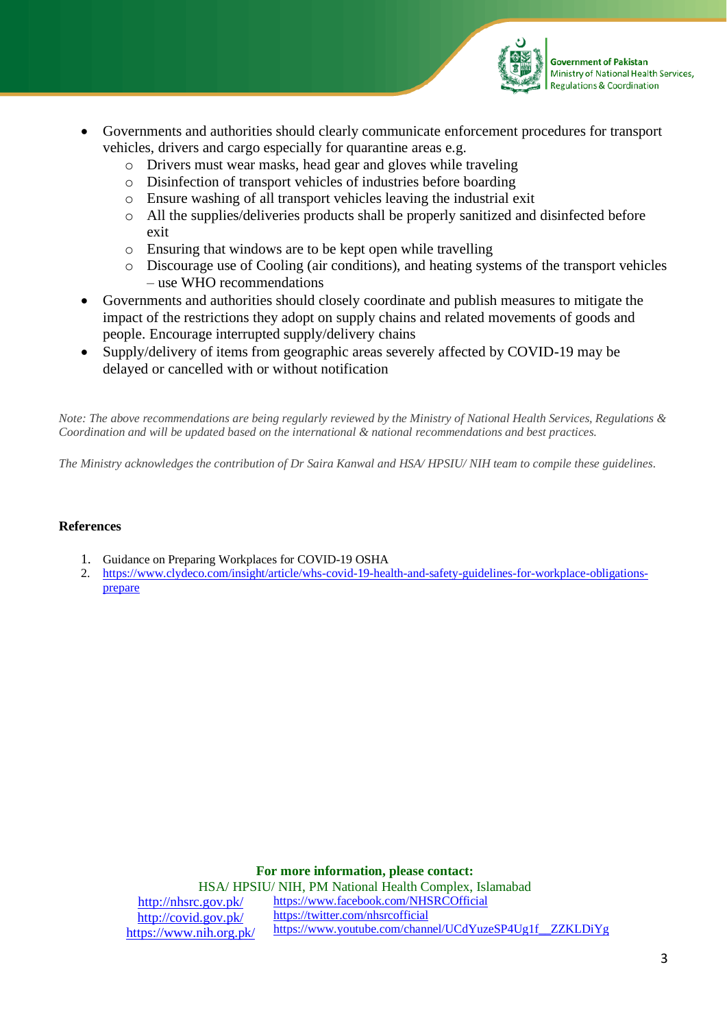- Governments and authorities should clearly communicate enforcement procedures for transport vehicles, drivers and cargo especially for quarantine areas e.g.
    - Drivers must wear masks, head gear and gloves while traveling
    - Disinfection of transport vehicles of industries before boarding
    - Ensure washing of all transport vehicles leaving the industrial exit
    - All the supplies/deliveries products shall be properly sanitized and disinfected before exit
    - Ensuring that windows are to be kept open while travelling
    - Discourage use of Cooling (air conditions), and heating systems of the transport vehicles – use WHO recommendations
- Governments and authorities should closely coordinate and publish measures to mitigate the impact of the restrictions they adopt on supply chains and related movements of goods and people. Encourage interrupted supply/delivery chains
- Supply/delivery of items from geographic areas severely affected by COVID-19 may be delayed or cancelled with or without notification

*Note: The above recommendations are being regularly reviewed by the Ministry of National Health Services, Regulations & Coordination and will be updated based on the international & national recommendations and best practices.*

*The Ministry acknowledges the contribution of Dr Saira Kanwal and HSA/ HPSIU/ NIH team to compile these guidelines.*

**References**

1. Guidance on Preparing Workplaces for COVID-19 OSHA
2. https://www.clydeco.com/insight/article/whs-covid-19-health-and-safety-guidelines-for-workplace-obligations-prepare

**For more information, please contact:**

HSA/ HPSIU/ NIH, PM National Health Complex, Islamabad

http://nhsrc.gov.pk/
http://covid.gov.pk/
https://www.nih.org.pk/

https://www.facebook.com/NHSRCOfficial
https://twitter.com/nhsrcofficial
https://www.youtube.com/channel/UCdYuzeSP4Ug1f__ZZKLDiYg